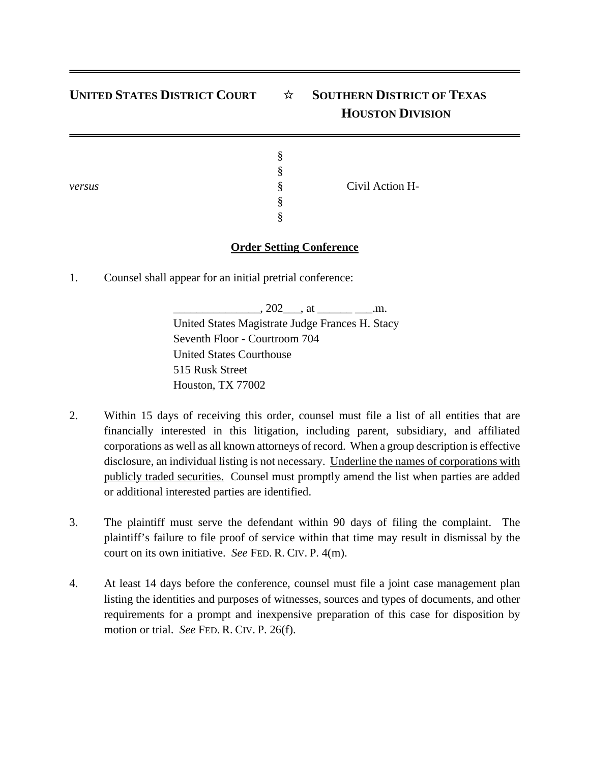**UNITED STATES DISTRICT COURT** ☆ **SOUTHERN DISTRICT OF TEXAS**
**HOUSTON DIVISION**

|  |  |  |
|---|---|---|
|  | § |  |
|  | § |  |
| *versus* | § | Civil Action H- |
|  | § |  |
|  | § |  |

**Order Setting Conference**

1. Counsel shall appear for an initial pretrial conference:

 _______________, 202___, at ______ ___.m.
 United States Magistrate Judge Frances H. Stacy
 Seventh Floor - Courtroom 704
 United States Courthouse
 515 Rusk Street
 Houston, TX 77002

2. Within 15 days of receiving this order, counsel must file a list of all entities that are financially interested in this litigation, including parent, subsidiary, and affiliated corporations as well as all known attorneys of record. When a group description is effective disclosure, an individual listing is not necessary. <u>Underline the names of corporations with publicly traded securities.</u> Counsel must promptly amend the list when parties are added or additional interested parties are identified.

3. The plaintiff must serve the defendant within 90 days of filing the complaint. The plaintiff's failure to file proof of service within that time may result in dismissal by the court on its own initiative. *See* FED. R. CIV. P. 4(m).

4. At least 14 days before the conference, counsel must file a joint case management plan listing the identities and purposes of witnesses, sources and types of documents, and other requirements for a prompt and inexpensive preparation of this case for disposition by motion or trial. *See* FED. R. CIV. P. 26(f).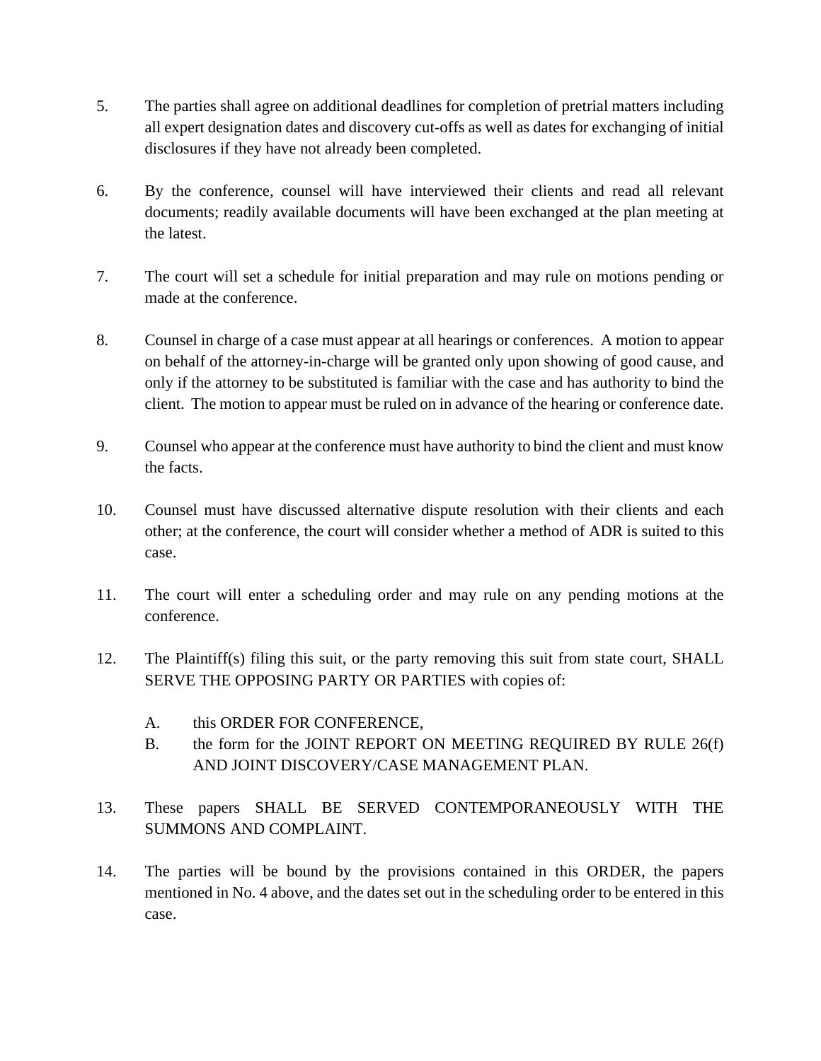5. The parties shall agree on additional deadlines for completion of pretrial matters including all expert designation dates and discovery cut-offs as well as dates for exchanging of initial disclosures if they have not already been completed.

6. By the conference, counsel will have interviewed their clients and read all relevant documents; readily available documents will have been exchanged at the plan meeting at the latest.

7. The court will set a schedule for initial preparation and may rule on motions pending or made at the conference.

8. Counsel in charge of a case must appear at all hearings or conferences. A motion to appear on behalf of the attorney-in-charge will be granted only upon showing of good cause, and only if the attorney to be substituted is familiar with the case and has authority to bind the client. The motion to appear must be ruled on in advance of the hearing or conference date.

9. Counsel who appear at the conference must have authority to bind the client and must know the facts.

10. Counsel must have discussed alternative dispute resolution with their clients and each other; at the conference, the court will consider whether a method of ADR is suited to this case.

11. The court will enter a scheduling order and may rule on any pending motions at the conference.

12. The Plaintiff(s) filing this suit, or the party removing this suit from state court, SHALL SERVE THE OPPOSING PARTY OR PARTIES with copies of:

    A. this ORDER FOR CONFERENCE,
    B. the form for the JOINT REPORT ON MEETING REQUIRED BY RULE 26(f) AND JOINT DISCOVERY/CASE MANAGEMENT PLAN.

13. These papers SHALL BE SERVED CONTEMPORANEOUSLY WITH THE SUMMONS AND COMPLAINT.

14. The parties will be bound by the provisions contained in this ORDER, the papers mentioned in No. 4 above, and the dates set out in the scheduling order to be entered in this case.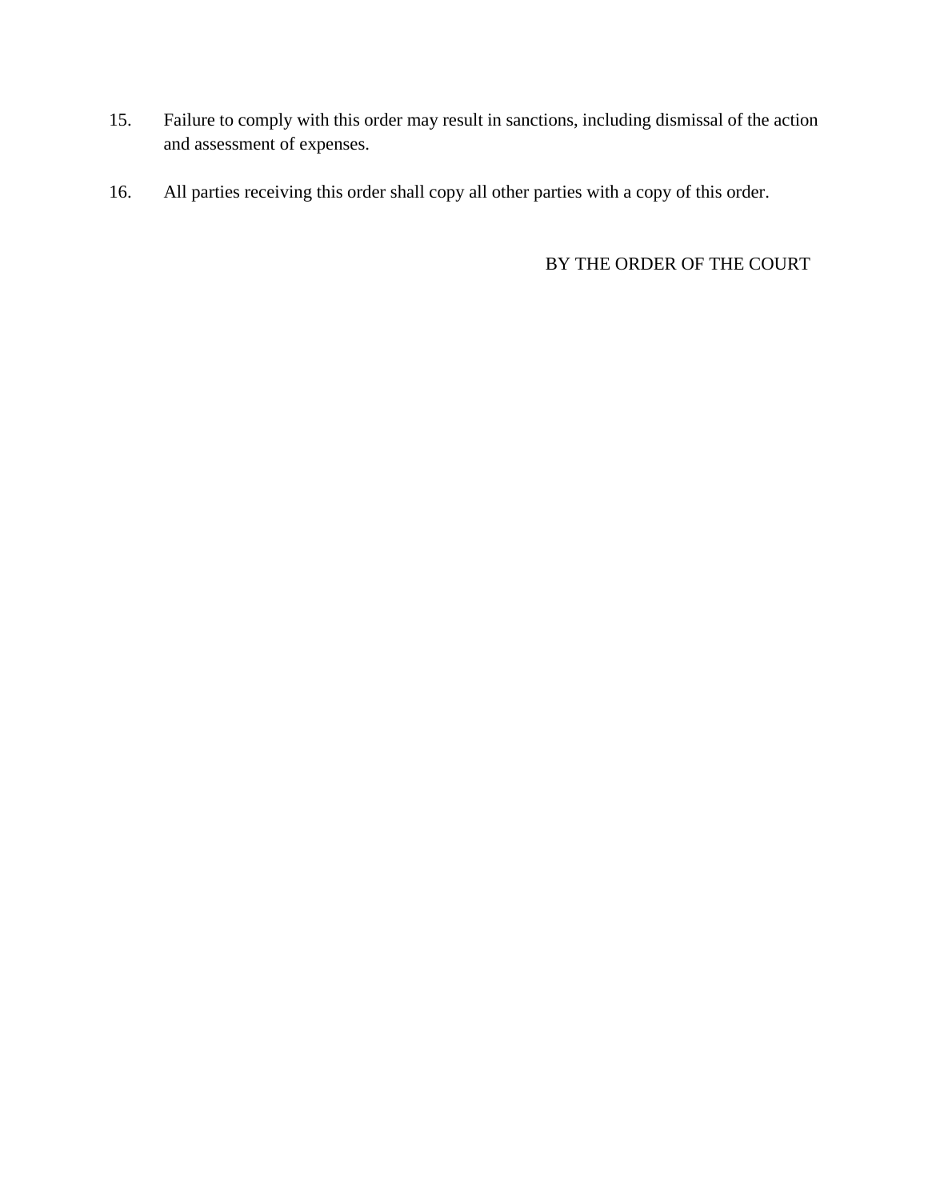15. Failure to comply with this order may result in sanctions, including dismissal of the action and assessment of expenses.

16. All parties receiving this order shall copy all other parties with a copy of this order.

BY THE ORDER OF THE COURT